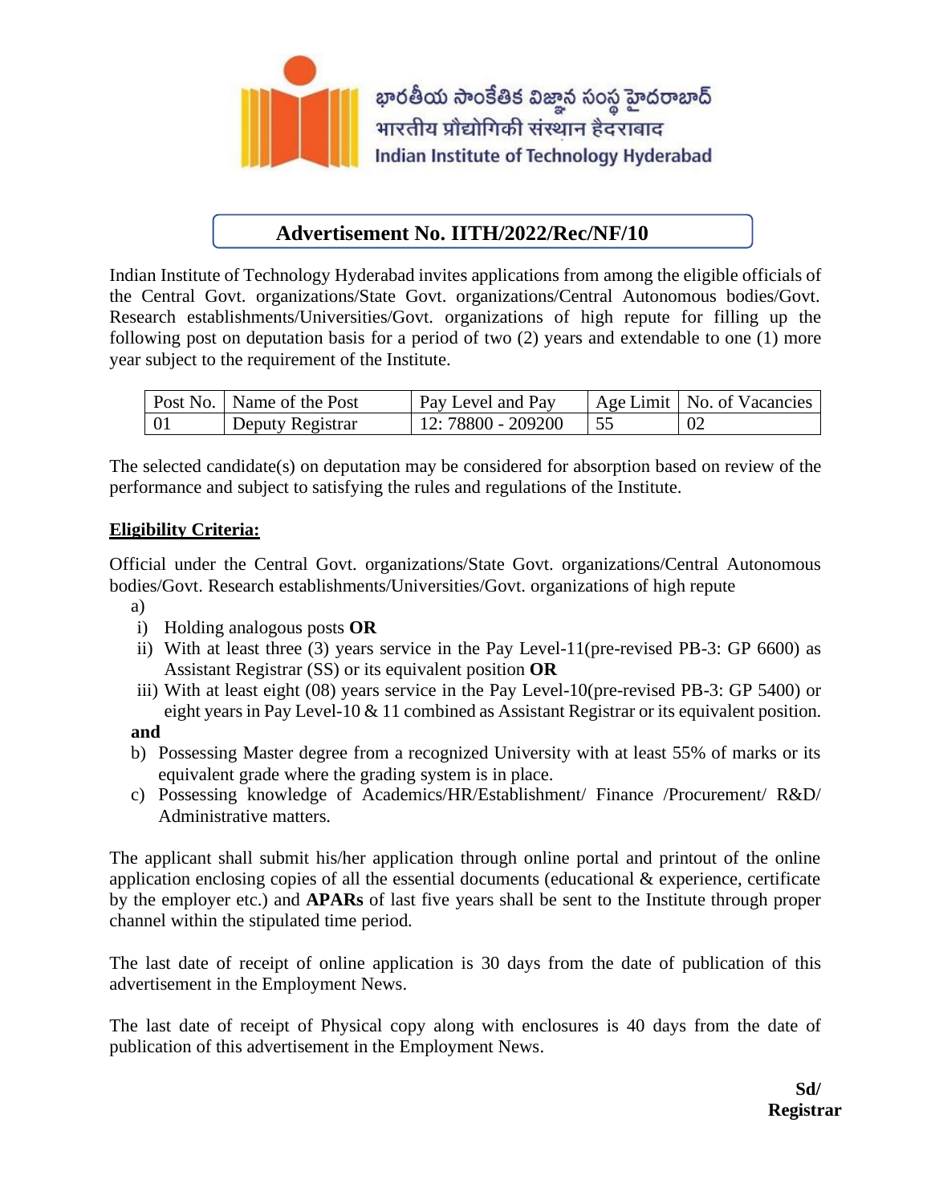భారతీయ సాంకేతిక విజ్ఞాన సంస్థ హైదరాబాద్
भारतीय प्रौद्योगिकी संस्थान हैदराबाद
Indian Institute of Technology Hyderabad

# Advertisement No. IITH/2022/Rec/NF/10

Indian Institute of Technology Hyderabad invites applications from among the eligible officials of the Central Govt. organizations/State Govt. organizations/Central Autonomous bodies/Govt. Research establishments/Universities/Govt. organizations of high repute for filling up the following post on deputation basis for a period of two (2) years and extendable to one (1) more year subject to the requirement of the Institute.

| Post No. | Name of the Post | Pay Level and Pay | Age Limit | No. of Vacancies |
|---|---|---|---|---|
| 01 | Deputy Registrar | 12: 78800 - 209200 | 55 | 02 |

The selected candidate(s) on deputation may be considered for absorption based on review of the performance and subject to satisfying the rules and regulations of the Institute.

**Eligibility Criteria:**

Official under the Central Govt. organizations/State Govt. organizations/Central Autonomous bodies/Govt. Research establishments/Universities/Govt. organizations of high repute

a)
  i) Holding analogous posts **OR**
  ii) With at least three (3) years service in the Pay Level-11(pre-revised PB-3: GP 6600) as Assistant Registrar (SS) or its equivalent position **OR**
  iii) With at least eight (08) years service in the Pay Level-10(pre-revised PB-3: GP 5400) or eight years in Pay Level-10 & 11 combined as Assistant Registrar or its equivalent position.

**and**

b) Possessing Master degree from a recognized University with at least 55% of marks or its equivalent grade where the grading system is in place.

c) Possessing knowledge of Academics/HR/Establishment/ Finance /Procurement/ R&D/ Administrative matters.

The applicant shall submit his/her application through online portal and printout of the online application enclosing copies of all the essential documents (educational & experience, certificate by the employer etc.) and **APARs** of last five years shall be sent to the Institute through proper channel within the stipulated time period.

The last date of receipt of online application is 30 days from the date of publication of this advertisement in the Employment News.

The last date of receipt of Physical copy along with enclosures is 40 days from the date of publication of this advertisement in the Employment News.

**Sd/**
**Registrar**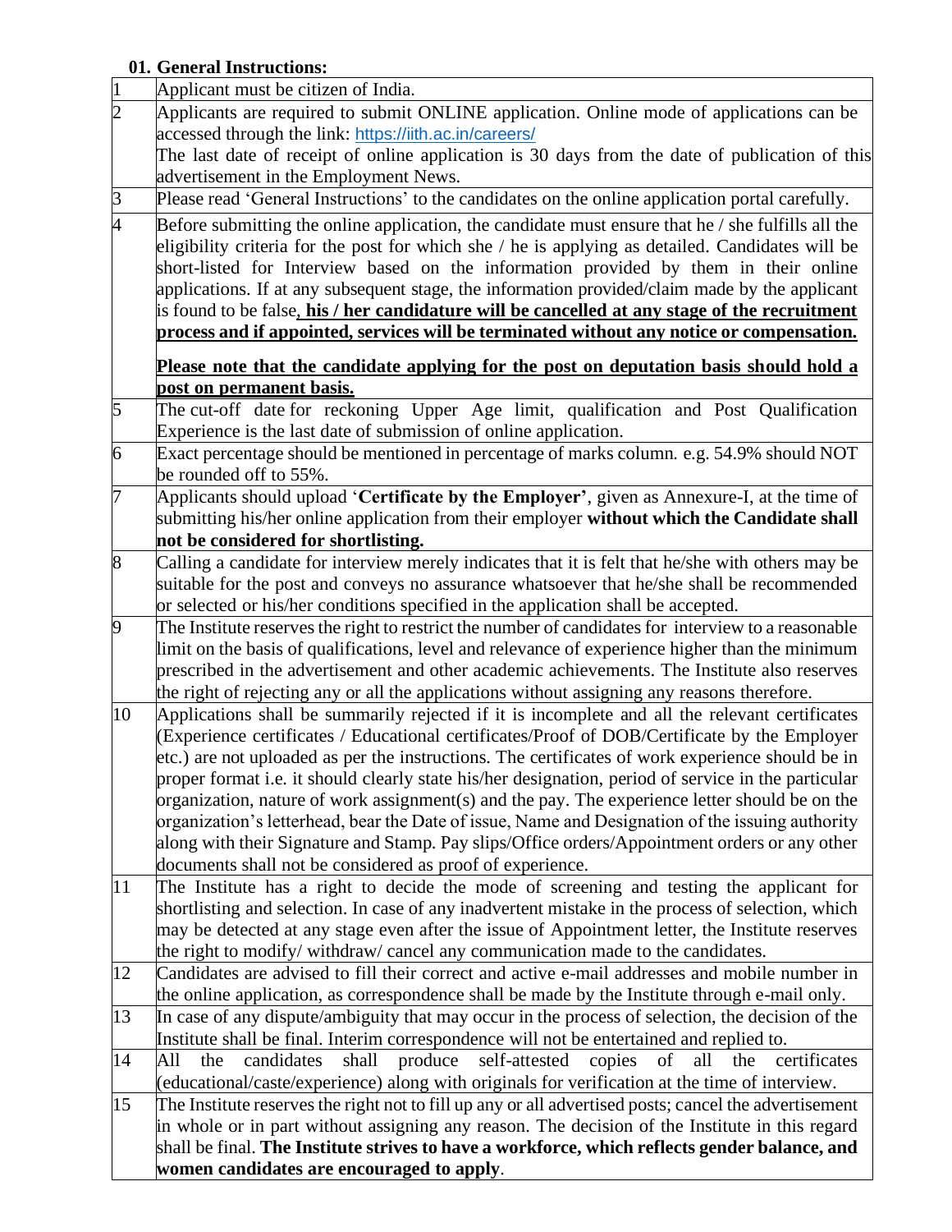### 01. General Instructions:

| | |
|---|---|
| 1 | Applicant must be citizen of India. |
| 2 | Applicants are required to submit ONLINE application. Online mode of applications can be accessed through the link: https://iith.ac.in/careers/<br>The last date of receipt of online application is 30 days from the date of publication of this advertisement in the Employment News. |
| 3 | Please read 'General Instructions' to the candidates on the online application portal carefully. |
| 4 | Before submitting the online application, the candidate must ensure that he / she fulfills all the eligibility criteria for the post for which she / he is applying as detailed. Candidates will be short-listed for Interview based on the information provided by them in their online applications. If at any subsequent stage, the information provided/claim made by the applicant is found to be false**, his / her candidature will be cancelled at any stage of the recruitment process and if appointed, services will be terminated without any notice or compensation.**<br><br>**Please note that the candidate applying for the post on deputation basis should hold a post on permanent basis.** |
| 5 | The cut-off date for reckoning Upper Age limit, qualification and Post Qualification Experience is the last date of submission of online application. |
| 6 | Exact percentage should be mentioned in percentage of marks column. e.g. 54.9% should NOT be rounded off to 55%. |
| 7 | Applicants should upload '**Certificate by the Employer**', given as Annexure-I, at the time of submitting his/her online application from their employer **without which the Candidate shall not be considered for shortlisting.** |
| 8 | Calling a candidate for interview merely indicates that it is felt that he/she with others may be suitable for the post and conveys no assurance whatsoever that he/she shall be recommended or selected or his/her conditions specified in the application shall be accepted. |
| 9 | The Institute reserves the right to restrict the number of candidates for interview to a reasonable limit on the basis of qualifications, level and relevance of experience higher than the minimum prescribed in the advertisement and other academic achievements. The Institute also reserves the right of rejecting any or all the applications without assigning any reasons therefore. |
| 10 | Applications shall be summarily rejected if it is incomplete and all the relevant certificates (Experience certificates / Educational certificates/Proof of DOB/Certificate by the Employer etc.) are not uploaded as per the instructions. The certificates of work experience should be in proper format i.e. it should clearly state his/her designation, period of service in the particular organization, nature of work assignment(s) and the pay. The experience letter should be on the organization's letterhead, bear the Date of issue, Name and Designation of the issuing authority along with their Signature and Stamp. Pay slips/Office orders/Appointment orders or any other documents shall not be considered as proof of experience. |
| 11 | The Institute has a right to decide the mode of screening and testing the applicant for shortlisting and selection. In case of any inadvertent mistake in the process of selection, which may be detected at any stage even after the issue of Appointment letter, the Institute reserves the right to modify/ withdraw/ cancel any communication made to the candidates. |
| 12 | Candidates are advised to fill their correct and active e-mail addresses and mobile number in the online application, as correspondence shall be made by the Institute through e-mail only. |
| 13 | In case of any dispute/ambiguity that may occur in the process of selection, the decision of the Institute shall be final. Interim correspondence will not be entertained and replied to. |
| 14 | All the candidates shall produce self-attested copies of all the certificates (educational/caste/experience) along with originals for verification at the time of interview. |
| 15 | The Institute reserves the right not to fill up any or all advertised posts; cancel the advertisement in whole or in part without assigning any reason. The decision of the Institute in this regard shall be final. **The Institute strives to have a workforce, which reflects gender balance, and women candidates are encouraged to apply**. |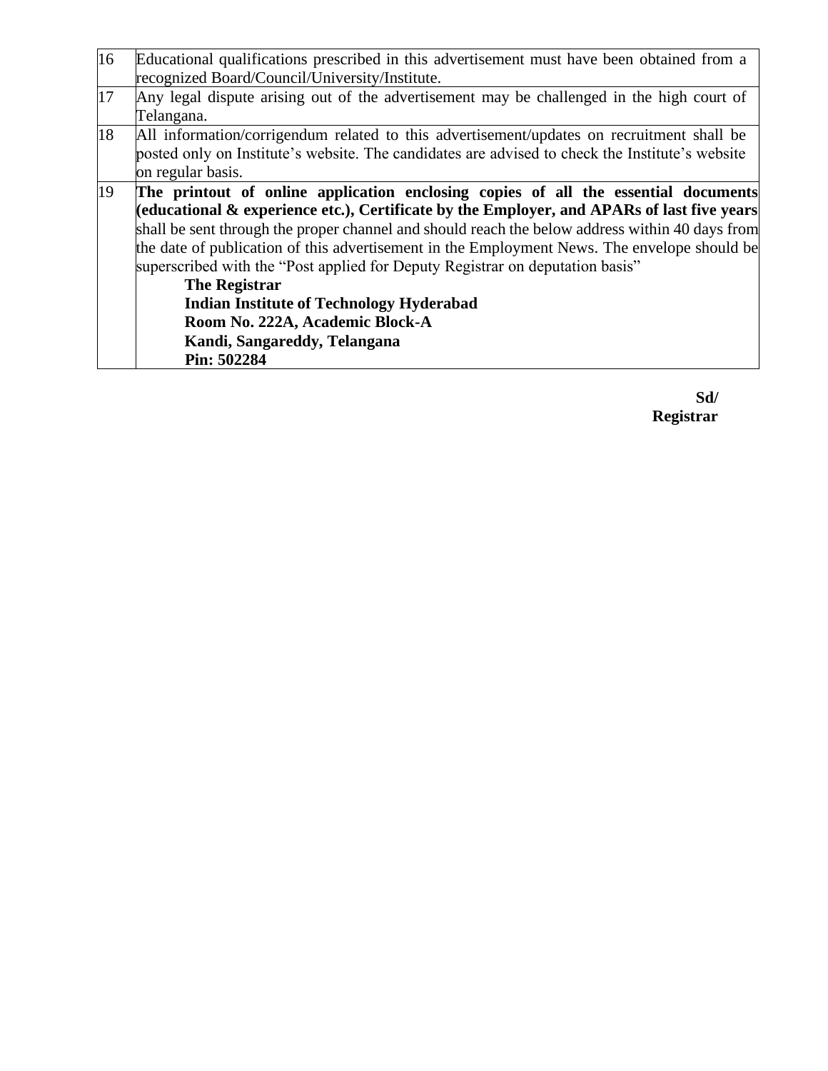| | |
|---|---|
| 16 | Educational qualifications prescribed in this advertisement must have been obtained from a recognized Board/Council/University/Institute. |
| 17 | Any legal dispute arising out of the advertisement may be challenged in the high court of Telangana. |
| 18 | All information/corrigendum related to this advertisement/updates on recruitment shall be posted only on Institute's website. The candidates are advised to check the Institute's website on regular basis. |
| 19 | **The printout of online application enclosing copies of all the essential documents (educational & experience etc.), Certificate by the Employer, and APARs of last five years** shall be sent through the proper channel and should reach the below address within 40 days from the date of publication of this advertisement in the Employment News. The envelope should be superscribed with the "Post applied for Deputy Registrar on deputation basis"<br>**The Registrar**<br>**Indian Institute of Technology Hyderabad**<br>**Room No. 222A, Academic Block-A**<br>**Kandi, Sangareddy, Telangana**<br>**Pin: 502284** |

**Sd/**
**Registrar**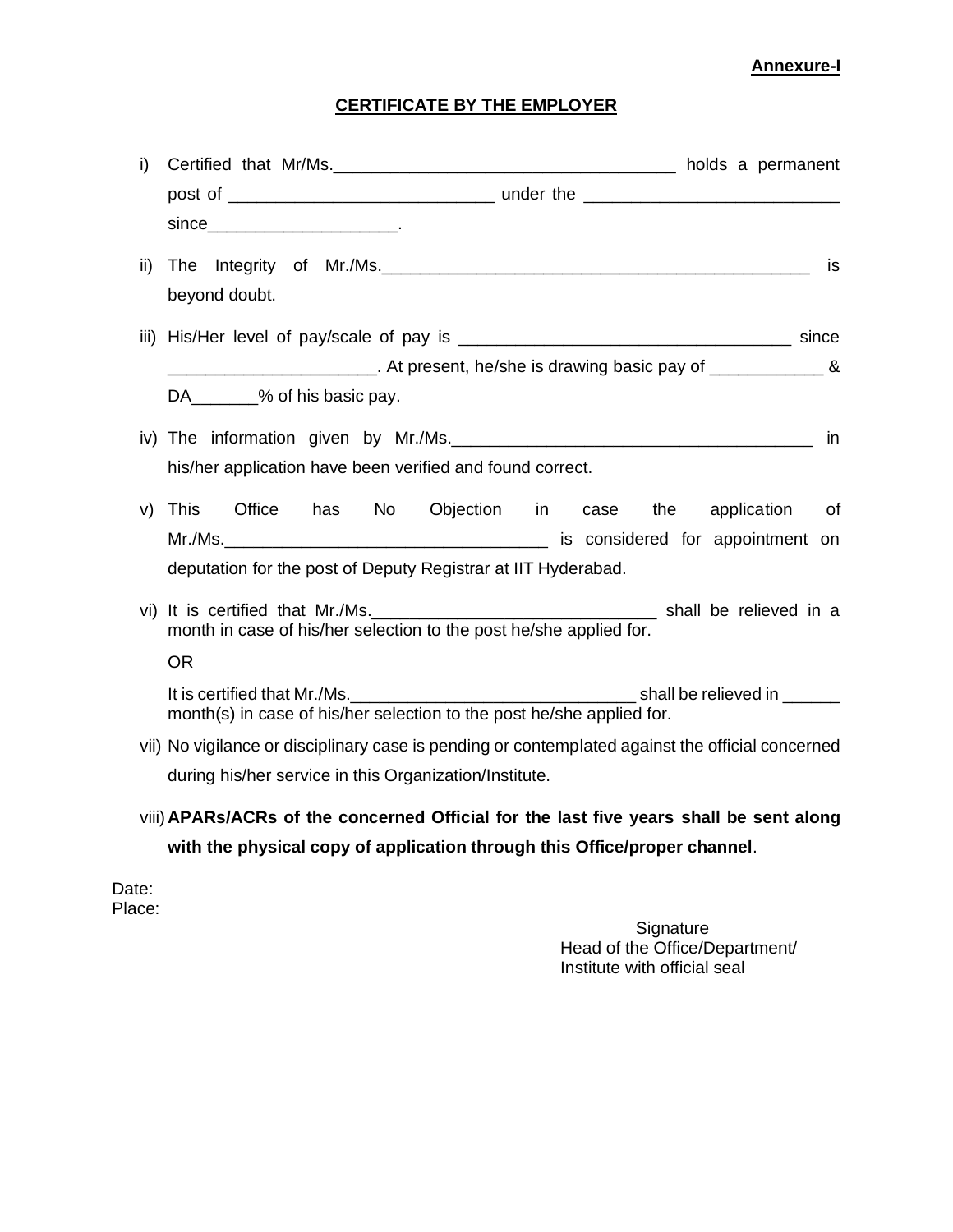**Annexure-I**

**CERTIFICATE BY THE EMPLOYER**

i) Certified that Mr/Ms.____________________________________ holds a permanent post of ____________________________ under the ___________________________ since____________________.

ii) The Integrity of Mr./Ms.______________________________________________ is beyond doubt.

iii) His/Her level of pay/scale of pay is ___________________________________ since ______________________. At present, he/she is drawing basic pay of ____________ & DA_______% of his basic pay.

iv) The information given by Mr./Ms.______________________________________ in his/her application have been verified and found correct.

v) This Office has No Objection in case the application of Mr./Ms.___________________________________ is considered for appointment on deputation for the post of Deputy Registrar at IIT Hyderabad.

vi) It is certified that Mr./Ms.______________________________ shall be relieved in a month in case of his/her selection to the post he/she applied for.

OR

It is certified that Mr./Ms.______________________________ shall be relieved in ______ month(s) in case of his/her selection to the post he/she applied for.

vii) No vigilance or disciplinary case is pending or contemplated against the official concerned during his/her service in this Organization/Institute.

viii) **APARs/ACRs of the concerned Official for the last five years shall be sent along with the physical copy of application through this Office/proper channel**.

Date:
Place:

Signature
Head of the Office/Department/
Institute with official seal